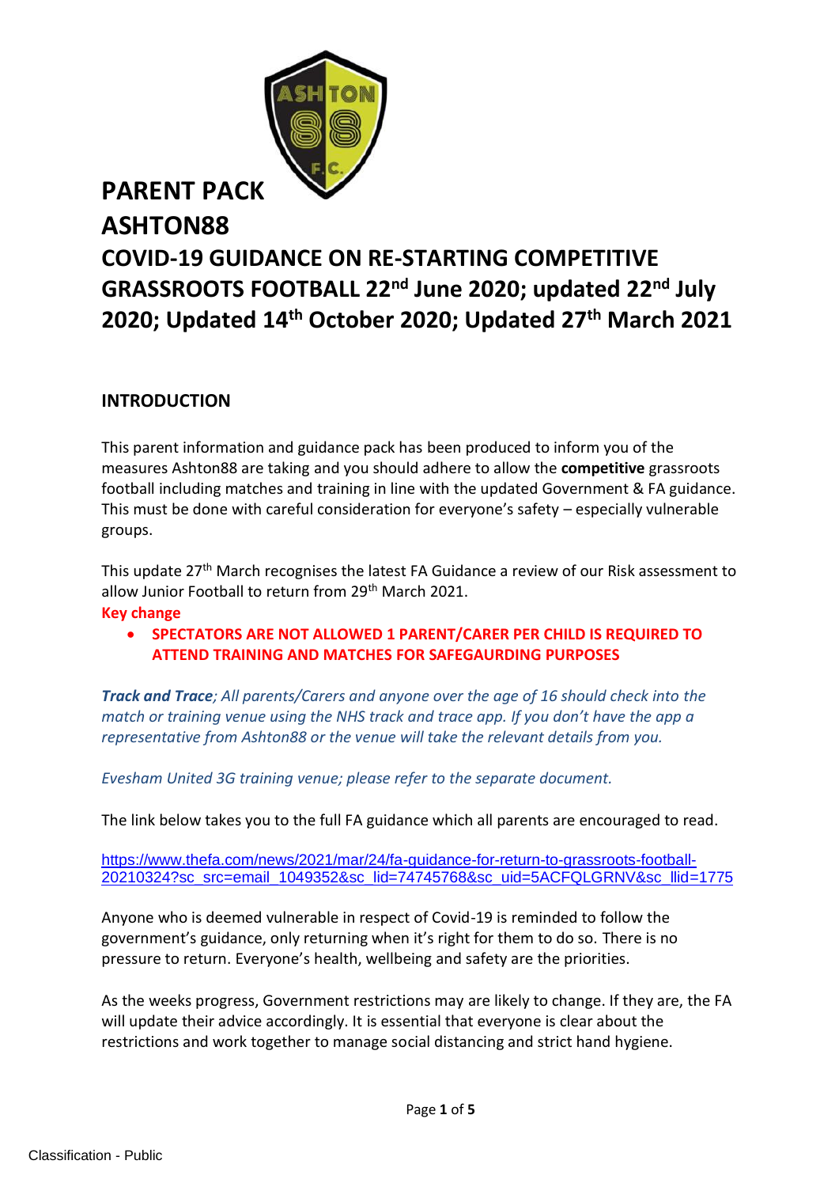# PARENT PACK ASHTON88

# COVID-19 GUIDANCE ON RE-STARTING COMPETITIVE GRASSROOTS FOOTBALL 22nd June 2020; updated 22nd July 2020; Updated 14th October 2020; Updated 27th March 2021

## INTRODUCTION

This parent information and guidance pack has been produced to inform you of the measures Ashton88 are taking and you should adhere to allow the **competitive** grassroots football including matches and training in line with the updated Government & FA guidance. This must be done with careful consideration for everyone's safety – especially vulnerable groups.

This update 27th March recognises the latest FA Guidance a review of our Risk assessment to allow Junior Football to return from 29th March 2021.

**Key change**

- **SPECTATORS ARE NOT ALLOWED 1 PARENT/CARER PER CHILD IS REQUIRED TO ATTEND TRAINING AND MATCHES FOR SAFEGAURDING PURPOSES**

***Track and Trace****; All parents/Carers and anyone over the age of 16 should check into the match or training venue using the NHS track and trace app. If you don't have the app a representative from Ashton88 or the venue will take the relevant details from you.*

*Evesham United 3G training venue; please refer to the separate document.*

The link below takes you to the full FA guidance which all parents are encouraged to read.

https://www.thefa.com/news/2021/mar/24/fa-guidance-for-return-to-grassroots-football-20210324?sc_src=email_1049352&sc_lid=74745768&sc_uid=5ACFQLGRNV&sc_llid=1775

Anyone who is deemed vulnerable in respect of Covid-19 is reminded to follow the government's guidance, only returning when it's right for them to do so. There is no pressure to return. Everyone's health, wellbeing and safety are the priorities.

As the weeks progress, Government restrictions may are likely to change. If they are, the FA will update their advice accordingly. It is essential that everyone is clear about the restrictions and work together to manage social distancing and strict hand hygiene.

Classification - Public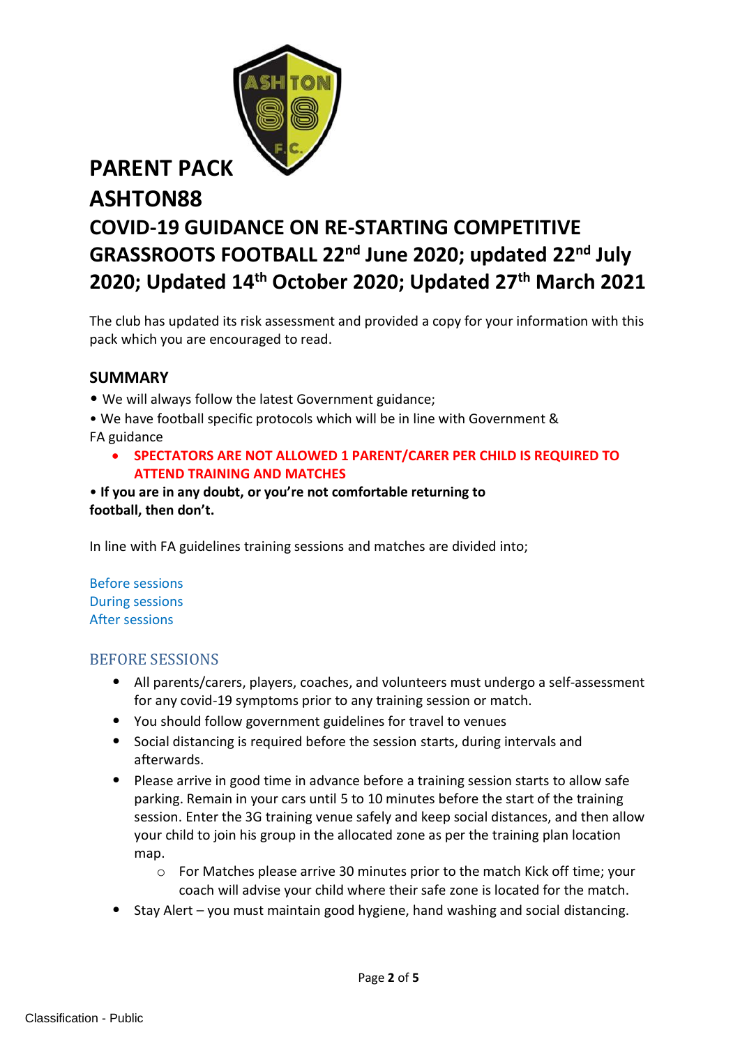# PARENT PACK

# ASHTON88

# COVID-19 GUIDANCE ON RE-STARTING COMPETITIVE GRASSROOTS FOOTBALL 22nd June 2020; updated 22nd July 2020; Updated 14th October 2020; Updated 27th March 2021

The club has updated its risk assessment and provided a copy for your information with this pack which you are encouraged to read.

## SUMMARY

- We will always follow the latest Government guidance;
- We have football specific protocols which will be in line with Government & FA guidance
    - **SPECTATORS ARE NOT ALLOWED 1 PARENT/CARER PER CHILD IS REQUIRED TO ATTEND TRAINING AND MATCHES**
- **If you are in any doubt, or you're not comfortable returning to football, then don't.**

In line with FA guidelines training sessions and matches are divided into;

Before sessions
During sessions
After sessions

## BEFORE SESSIONS

- All parents/carers, players, coaches, and volunteers must undergo a self-assessment for any covid-19 symptoms prior to any training session or match.
- You should follow government guidelines for travel to venues
- Social distancing is required before the session starts, during intervals and afterwards.
- Please arrive in good time in advance before a training session starts to allow safe parking. Remain in your cars until 5 to 10 minutes before the start of the training session. Enter the 3G training venue safely and keep social distances, and then allow your child to join his group in the allocated zone as per the training plan location map.
    - For Matches please arrive 30 minutes prior to the match Kick off time; your coach will advise your child where their safe zone is located for the match.
- Stay Alert – you must maintain good hygiene, hand washing and social distancing.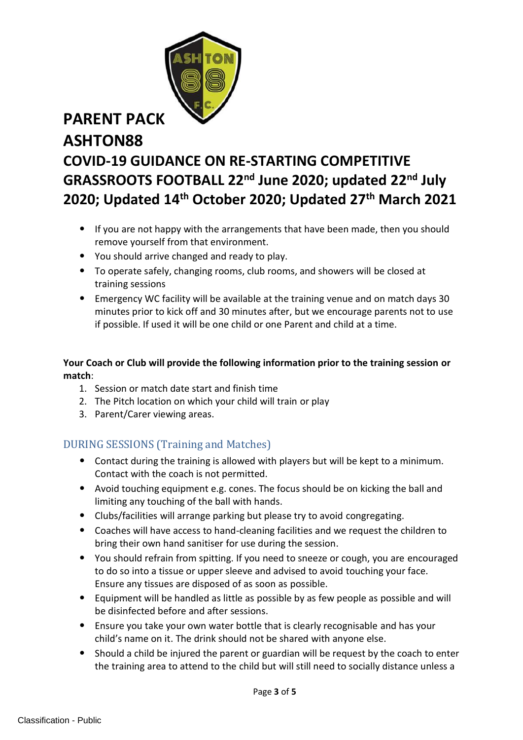# PARENT PACK
# ASHTON88
# COVID-19 GUIDANCE ON RE-STARTING COMPETITIVE GRASSROOTS FOOTBALL 22nd June 2020; updated 22nd July 2020; Updated 14th October 2020; Updated 27th March 2021

- If you are not happy with the arrangements that have been made, then you should remove yourself from that environment.
- You should arrive changed and ready to play.
- To operate safely, changing rooms, club rooms, and showers will be closed at training sessions
- Emergency WC facility will be available at the training venue and on match days 30 minutes prior to kick off and 30 minutes after, but we encourage parents not to use if possible. If used it will be one child or one Parent and child at a time.

**Your Coach or Club will provide the following information prior to the training session or match**:

1. Session or match date start and finish time
2. The Pitch location on which your child will train or play
3. Parent/Carer viewing areas.

## DURING SESSIONS (Training and Matches)

- Contact during the training is allowed with players but will be kept to a minimum. Contact with the coach is not permitted.
- Avoid touching equipment e.g. cones. The focus should be on kicking the ball and limiting any touching of the ball with hands.
- Clubs/facilities will arrange parking but please try to avoid congregating.
- Coaches will have access to hand-cleaning facilities and we request the children to bring their own hand sanitiser for use during the session.
- You should refrain from spitting. If you need to sneeze or cough, you are encouraged to do so into a tissue or upper sleeve and advised to avoid touching your face. Ensure any tissues are disposed of as soon as possible.
- Equipment will be handled as little as possible by as few people as possible and will be disinfected before and after sessions.
- Ensure you take your own water bottle that is clearly recognisable and has your child's name on it. The drink should not be shared with anyone else.
- Should a child be injured the parent or guardian will be request by the coach to enter the training area to attend to the child but will still need to socially distance unless a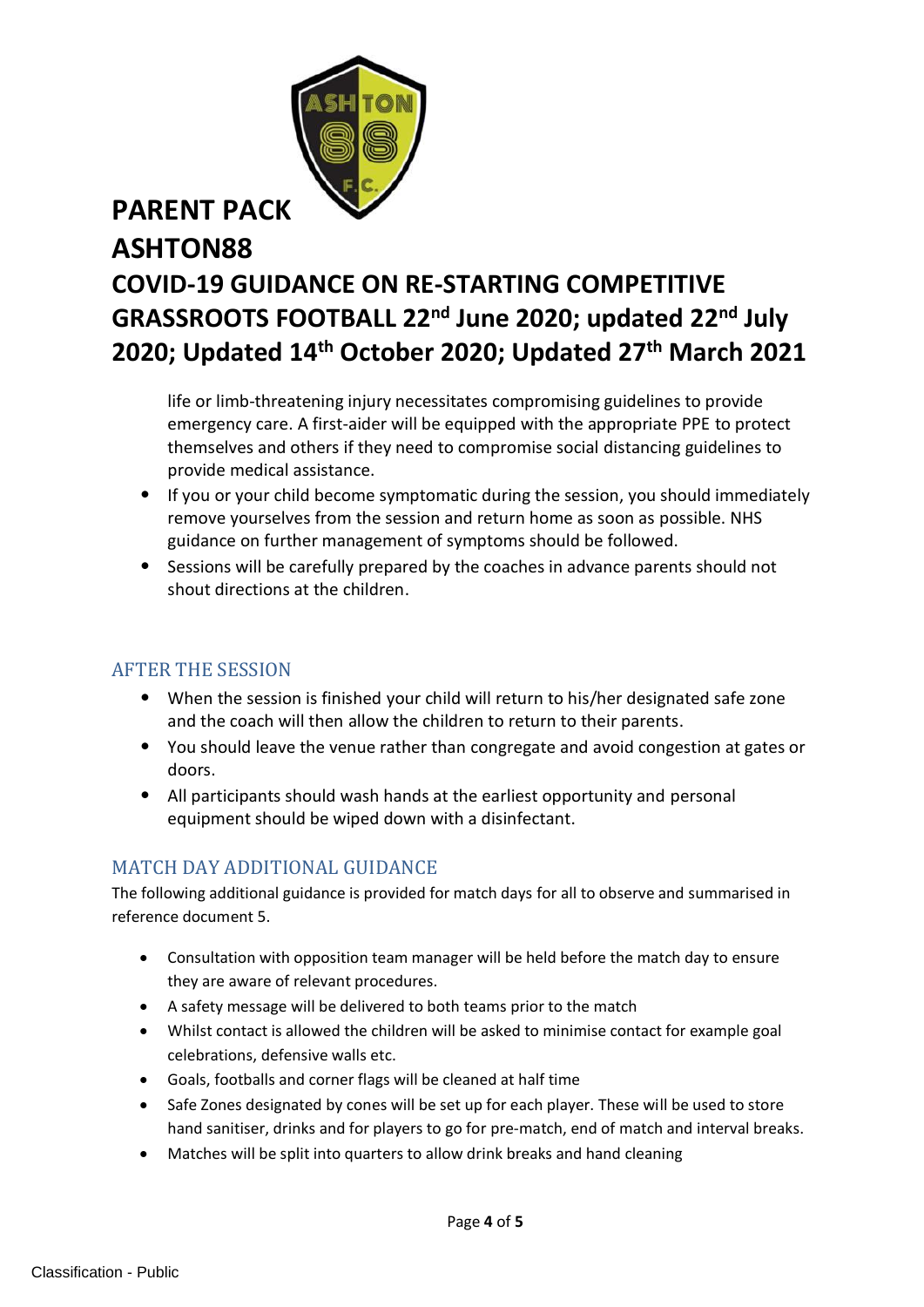# PARENT PACK
# ASHTON88
# COVID-19 GUIDANCE ON RE-STARTING COMPETITIVE GRASSROOTS FOOTBALL 22nd June 2020; updated 22nd July 2020; Updated 14th October 2020; Updated 27th March 2021

life or limb-threatening injury necessitates compromising guidelines to provide emergency care. A first-aider will be equipped with the appropriate PPE to protect themselves and others if they need to compromise social distancing guidelines to provide medical assistance.

- If you or your child become symptomatic during the session, you should immediately remove yourselves from the session and return home as soon as possible. NHS guidance on further management of symptoms should be followed.
- Sessions will be carefully prepared by the coaches in advance parents should not shout directions at the children.

## AFTER THE SESSION

- When the session is finished your child will return to his/her designated safe zone and the coach will then allow the children to return to their parents.
- You should leave the venue rather than congregate and avoid congestion at gates or doors.
- All participants should wash hands at the earliest opportunity and personal equipment should be wiped down with a disinfectant.

## MATCH DAY ADDITIONAL GUIDANCE

The following additional guidance is provided for match days for all to observe and summarised in reference document 5.

- Consultation with opposition team manager will be held before the match day to ensure they are aware of relevant procedures.
- A safety message will be delivered to both teams prior to the match
- Whilst contact is allowed the children will be asked to minimise contact for example goal celebrations, defensive walls etc.
- Goals, footballs and corner flags will be cleaned at half time
- Safe Zones designated by cones will be set up for each player. These will be used to store hand sanitiser, drinks and for players to go for pre-match, end of match and interval breaks.
- Matches will be split into quarters to allow drink breaks and hand cleaning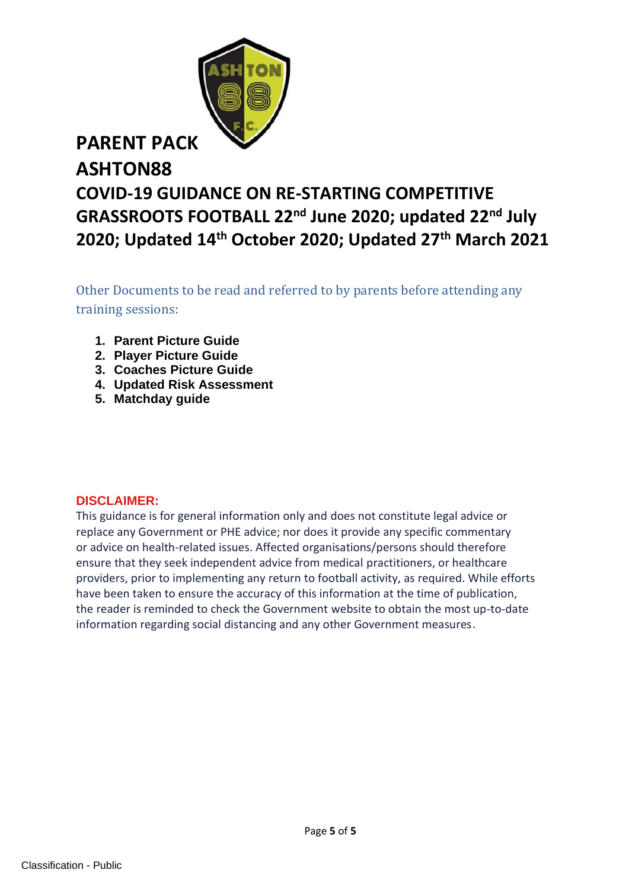# PARENT PACK

# ASHTON88

# COVID-19 GUIDANCE ON RE-STARTING COMPETITIVE GRASSROOTS FOOTBALL 22nd June 2020; updated 22nd July 2020; Updated 14th October 2020; Updated 27th March 2021

Other Documents to be read and referred to by parents before attending any training sessions:

1. **Parent Picture Guide**
2. **Player Picture Guide**
3. **Coaches Picture Guide**
4. **Updated Risk Assessment**
5. **Matchday guide**

**DISCLAIMER:**

This guidance is for general information only and does not constitute legal advice or replace any Government or PHE advice; nor does it provide any specific commentary or advice on health-related issues. Affected organisations/persons should therefore ensure that they seek independent advice from medical practitioners, or healthcare providers, prior to implementing any return to football activity, as required. While efforts have been taken to ensure the accuracy of this information at the time of publication, the reader is reminded to check the Government website to obtain the most up-to-date information regarding social distancing and any other Government measures.